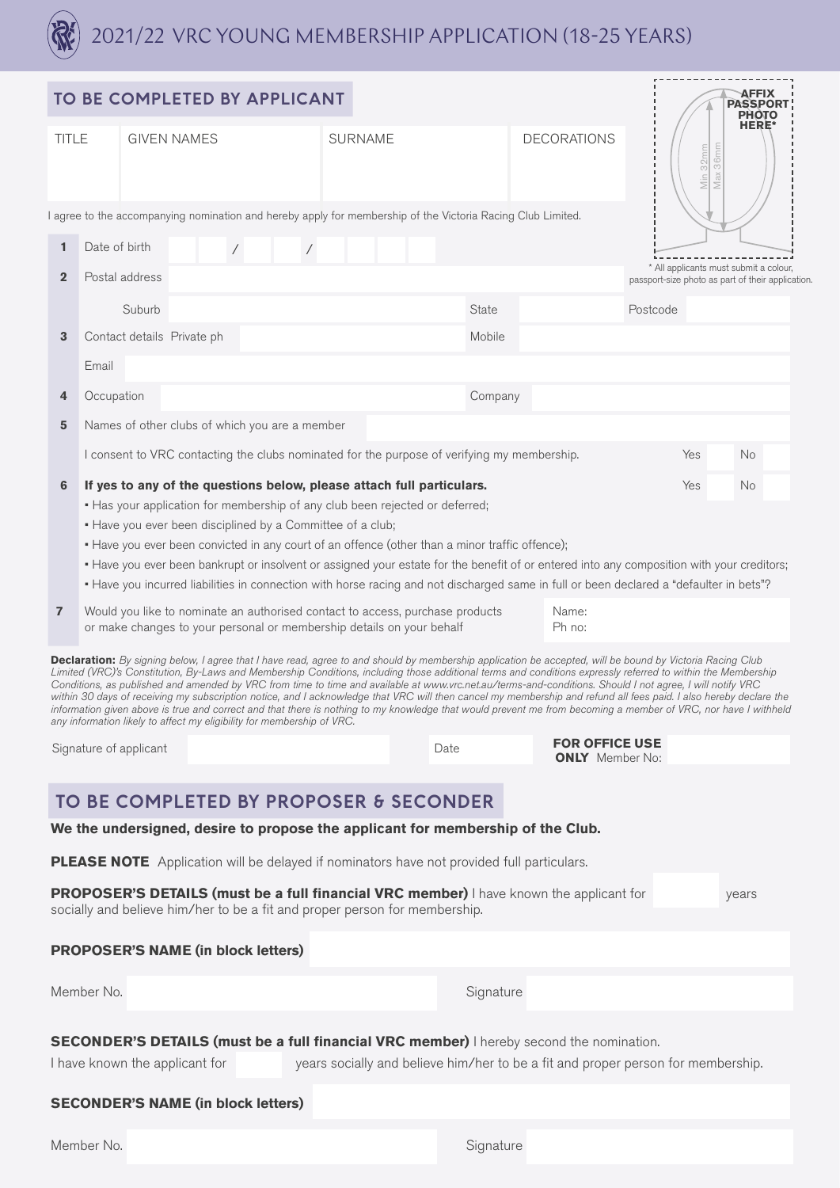# 2021/22 VRC YOUNG MEMBERSHIP APPLICATION (18-25 YEARS)

## TO BE COMPLETED BY APPLICANT

**AFFIX PASSPORT PHOTO HERE***

Min 32mm / Max 36mm

* All applicants must submit a colour, passport-size photo as part of their application.

| TITLE | GIVEN NAMES | SURNAME | DECORATIONS |
|---|---|---|---|
| | | | |

I agree to the accompanying nomination and hereby apply for membership of the Victoria Racing Club Limited.

**1** Date of birth ___ / ___ / ______

**2** Postal address

Suburb | State | Postcode

**3** Contact details Private ph | Mobile

Email

**4** Occupation | Company

**5** Names of other clubs of which you are a member

I consent to VRC contacting the clubs nominated for the purpose of verifying my membership. Yes ☐ No ☐

**6** **If yes to any of the questions below, please attach full particulars.** Yes ☐ No ☐

- Has your application for membership of any club been rejected or deferred;
- Have you ever been disciplined by a Committee of a club;
- Have you ever been convicted in any court of an offence (other than a minor traffic offence);
- Have you ever been bankrupt or insolvent or assigned your estate for the benefit of or entered into any composition with your creditors;
- Have you incurred liabilities in connection with horse racing and not discharged same in full or been declared a "defaulter in bets"?

**7** Would you like to nominate an authorised contact to access, purchase products or make changes to your personal or membership details on your behalf

Name:
Ph no:

**Declaration:** *By signing below, I agree that I have read, agree to and should by membership application be accepted, will be bound by Victoria Racing Club Limited (VRC)'s Constitution, By-Laws and Membership Conditions, including those additional terms and conditions expressly referred to within the Membership Conditions, as published and amended by VRC from time to time and available at www.vrc.net.au/terms-and-conditions. Should I not agree, I will notify VRC within 30 days of receiving my subscription notice, and I acknowledge that VRC will then cancel my membership and refund all fees paid. I also hereby declare the information given above is true and correct and that there is nothing to my knowledge that would prevent me from becoming a member of VRC, nor have I withheld any information likely to affect my eligibility for membership of VRC.*

Signature of applicant | Date | **FOR OFFICE USE ONLY** Member No:

## TO BE COMPLETED BY PROPOSER & SECONDER

**We the undersigned, desire to propose the applicant for membership of the Club.**

**PLEASE NOTE** Application will be delayed if nominators have not provided full particulars.

**PROPOSER'S DETAILS (must be a full financial VRC member)** I have known the applicant for ______ years socially and believe him/her to be a fit and proper person for membership.

**PROPOSER'S NAME (in block letters)**

Member No. | Signature

**SECONDER'S DETAILS (must be a full financial VRC member)** I hereby second the nomination.

I have known the applicant for ______ years socially and believe him/her to be a fit and proper person for membership.

**SECONDER'S NAME (in block letters)**

Member No. | Signature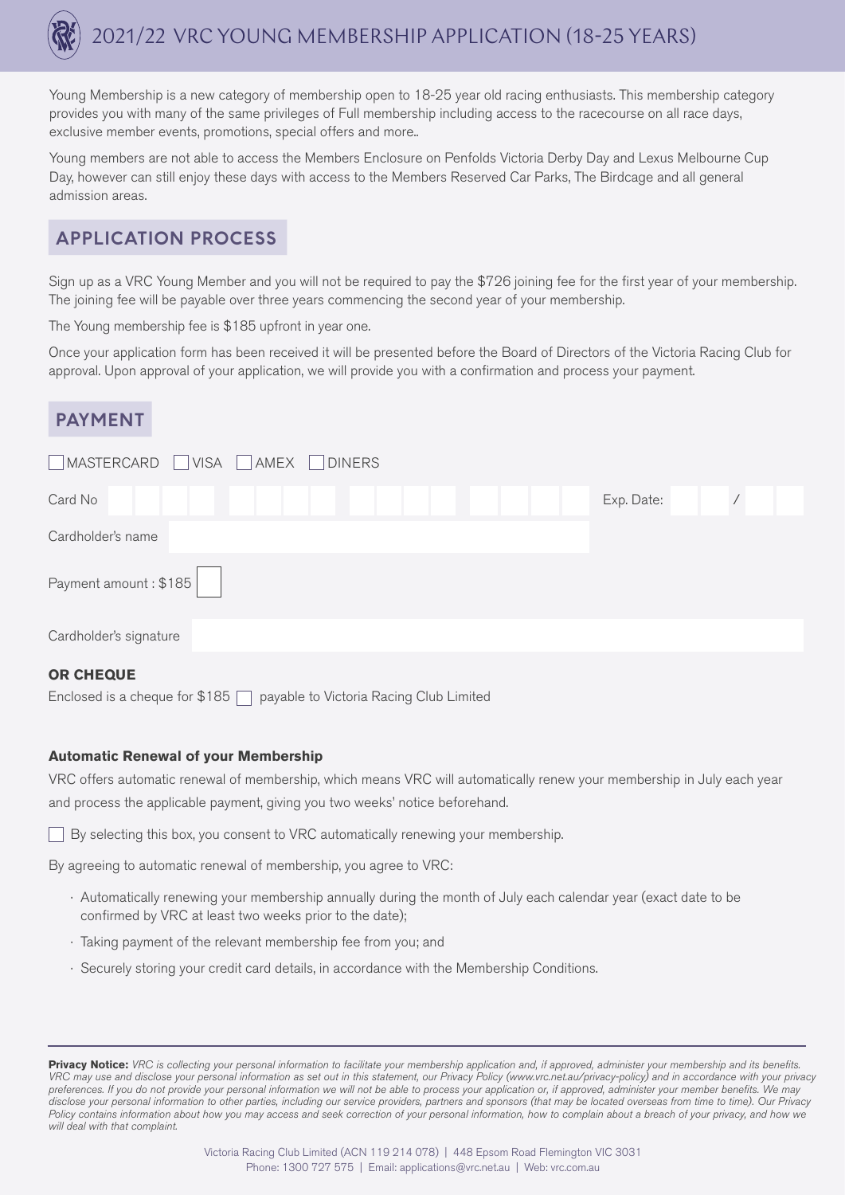# 2021/22 VRC YOUNG MEMBERSHIP APPLICATION (18-25 YEARS)

Young Membership is a new category of membership open to 18-25 year old racing enthusiasts. This membership category provides you with many of the same privileges of Full membership including access to the racecourse on all race days, exclusive member events, promotions, special offers and more..

Young members are not able to access the Members Enclosure on Penfolds Victoria Derby Day and Lexus Melbourne Cup Day, however can still enjoy these days with access to the Members Reserved Car Parks, The Birdcage and all general admission areas.

## APPLICATION PROCESS

Sign up as a VRC Young Member and you will not be required to pay the $726 joining fee for the first year of your membership. The joining fee will be payable over three years commencing the second year of your membership.

The Young membership fee is $185 upfront in year one.

Once your application form has been received it will be presented before the Board of Directors of the Victoria Racing Club for approval. Upon approval of your application, we will provide you with a confirmation and process your payment.

## PAYMENT

☐ MASTERCARD ☐ VISA ☐ AMEX ☐ DINERS

Card No ____ ____ ____ ____ Exp. Date: __ / __

Cardholder's name

Payment amount : $185 ☐

Cardholder's signature

**OR CHEQUE**

Enclosed is a cheque for $185 ☐ payable to Victoria Racing Club Limited

**Automatic Renewal of your Membership**

VRC offers automatic renewal of membership, which means VRC will automatically renew your membership in July each year and process the applicable payment, giving you two weeks' notice beforehand.

☐ By selecting this box, you consent to VRC automatically renewing your membership.

By agreeing to automatic renewal of membership, you agree to VRC:

- Automatically renewing your membership annually during the month of July each calendar year (exact date to be confirmed by VRC at least two weeks prior to the date);
- Taking payment of the relevant membership fee from you; and
- Securely storing your credit card details, in accordance with the Membership Conditions.

**Privacy Notice:** *VRC is collecting your personal information to facilitate your membership application and, if approved, administer your membership and its benefits. VRC may use and disclose your personal information as set out in this statement, our Privacy Policy (www.vrc.net.au/privacy-policy) and in accordance with your privacy preferences. If you do not provide your personal information we will not be able to process your application or, if approved, administer your member benefits. We may disclose your personal information to other parties, including our service providers, partners and sponsors (that may be located overseas from time to time). Our Privacy Policy contains information about how you may access and seek correction of your personal information, how to complain about a breach of your privacy, and how we will deal with that complaint.*

Victoria Racing Club Limited (ACN 119 214 078) | 448 Epsom Road Flemington VIC 3031
Phone: 1300 727 575 | Email: applications@vrc.net.au | Web: vrc.com.au